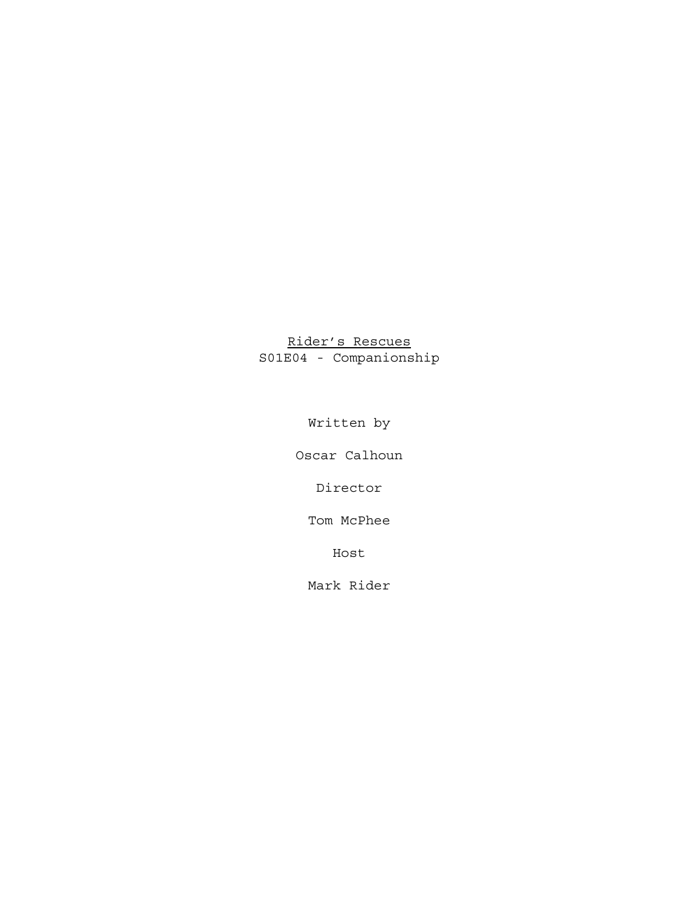<u>Rider's Rescues</u>

S01E04 - Companionship

Written by

Oscar Calhoun

Director

Tom McPhee

Host

Mark Rider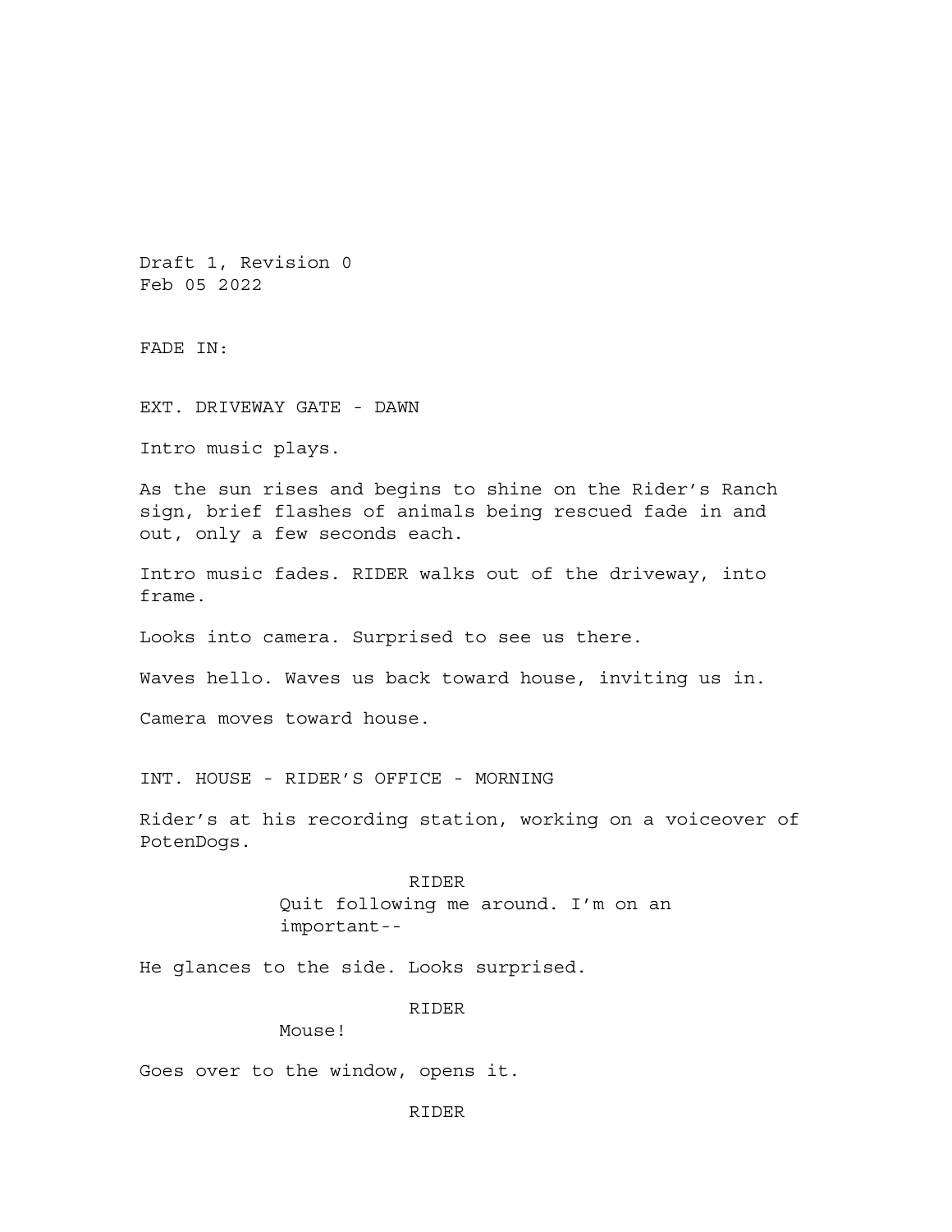Draft 1, Revision 0
Feb 05 2022

FADE IN:

EXT. DRIVEWAY GATE - DAWN

Intro music plays.

As the sun rises and begins to shine on the Rider's Ranch sign, brief flashes of animals being rescued fade in and out, only a few seconds each.

Intro music fades. RIDER walks out of the driveway, into frame.

Looks into camera. Surprised to see us there.

Waves hello. Waves us back toward house, inviting us in.

Camera moves toward house.

INT. HOUSE - RIDER'S OFFICE - MORNING

Rider's at his recording station, working on a voiceover of PotenDogs.

RIDER
Quit following me around. I'm on an important--

He glances to the side. Looks surprised.

RIDER
Mouse!

Goes over to the window, opens it.

RIDER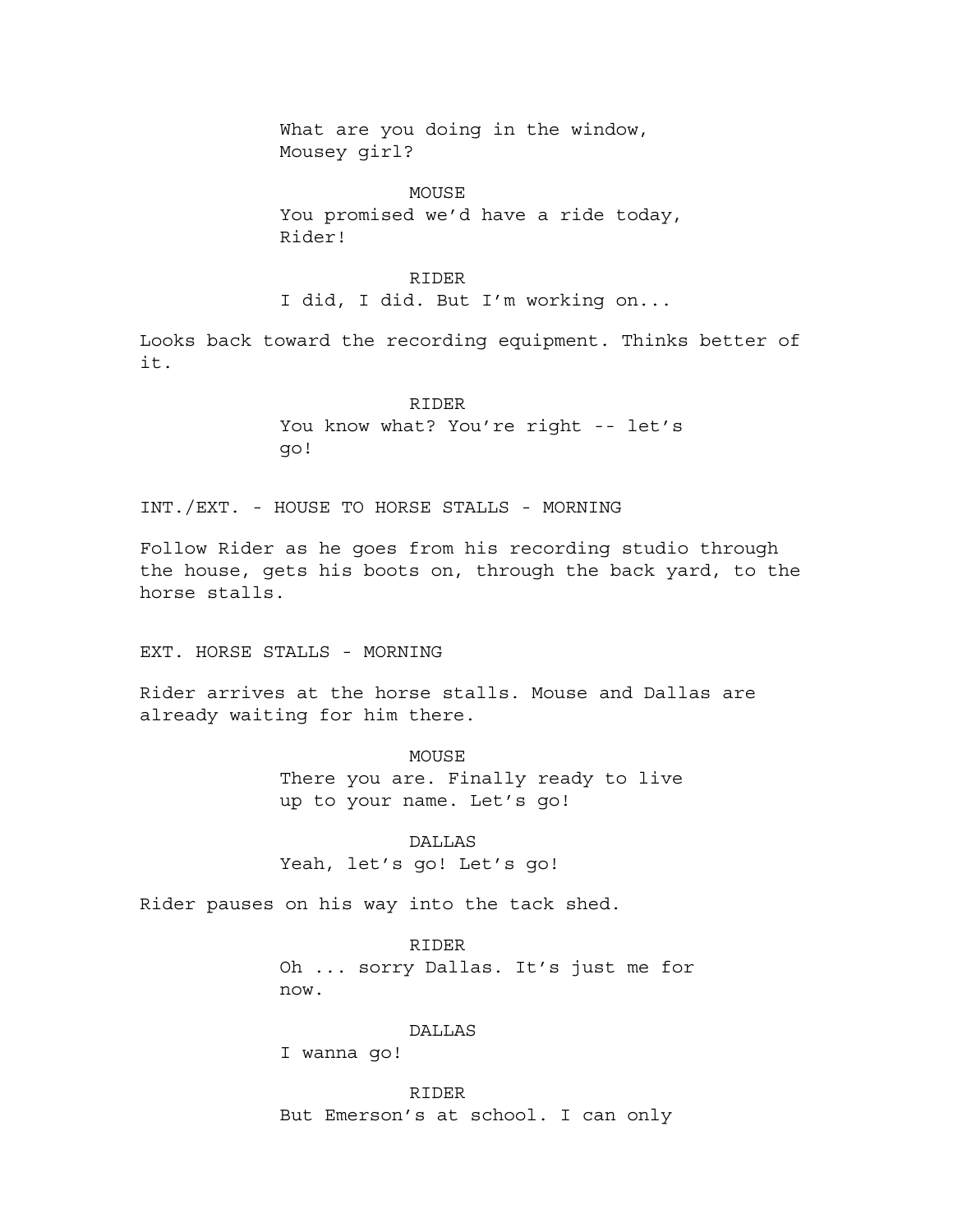What are you doing in the window, Mousey girl?

MOUSE

You promised we'd have a ride today, Rider!

RIDER

I did, I did. But I'm working on...

Looks back toward the recording equipment. Thinks better of it.

RIDER

You know what? You're right -- let's go!

INT./EXT. - HOUSE TO HORSE STALLS - MORNING

Follow Rider as he goes from his recording studio through the house, gets his boots on, through the back yard, to the horse stalls.

EXT. HORSE STALLS - MORNING

Rider arrives at the horse stalls. Mouse and Dallas are already waiting for him there.

MOUSE

There you are. Finally ready to live up to your name. Let's go!

DALLAS

Yeah, let's go! Let's go!

Rider pauses on his way into the tack shed.

RIDER

Oh ... sorry Dallas. It's just me for now.

DALLAS

I wanna go!

RIDER

But Emerson's at school. I can only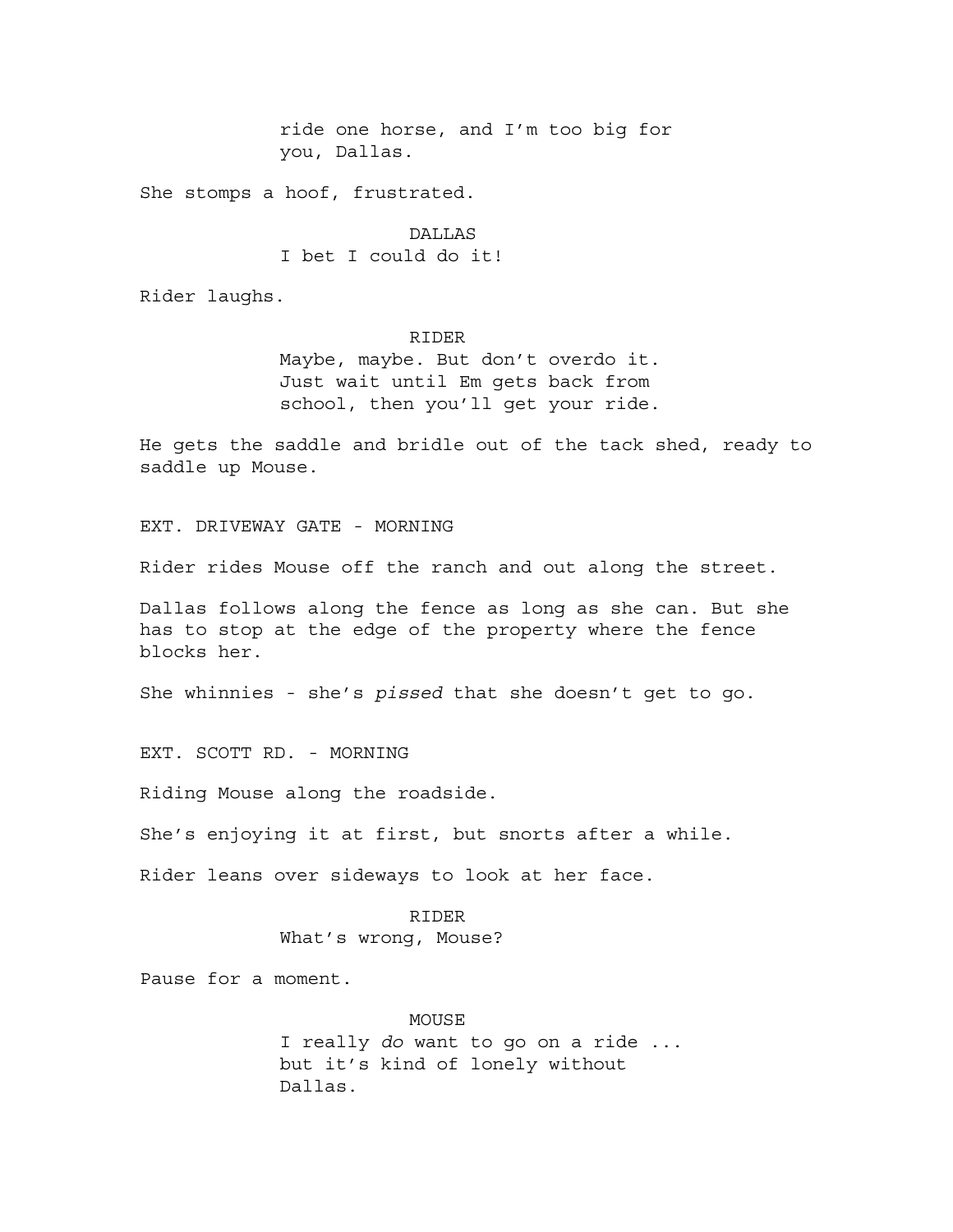ride one horse, and I'm too big for you, Dallas.

She stomps a hoof, frustrated.

DALLAS
I bet I could do it!

Rider laughs.

RIDER
Maybe, maybe. But don't overdo it. Just wait until Em gets back from school, then you'll get your ride.

He gets the saddle and bridle out of the tack shed, ready to saddle up Mouse.

EXT. DRIVEWAY GATE - MORNING

Rider rides Mouse off the ranch and out along the street.

Dallas follows along the fence as long as she can. But she has to stop at the edge of the property where the fence blocks her.

She whinnies - she's *pissed* that she doesn't get to go.

EXT. SCOTT RD. - MORNING

Riding Mouse along the roadside.

She's enjoying it at first, but snorts after a while.

Rider leans over sideways to look at her face.

RIDER
What's wrong, Mouse?

Pause for a moment.

MOUSE
I really *do* want to go on a ride ... but it's kind of lonely without Dallas.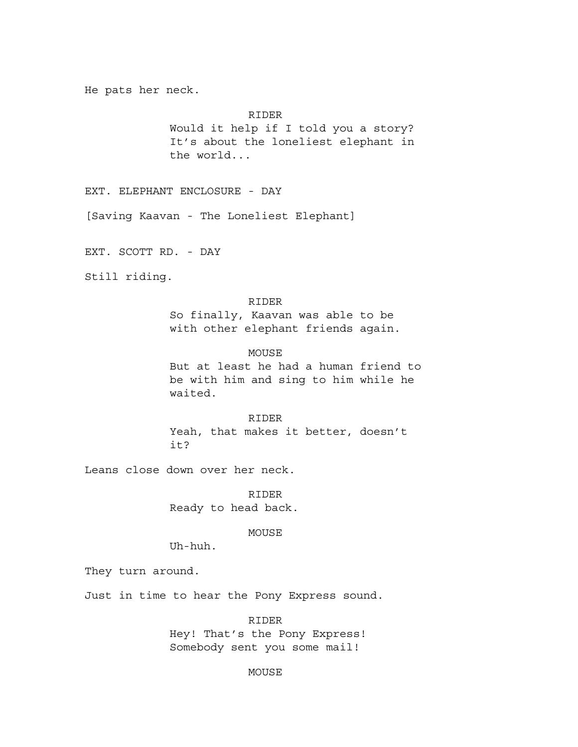He pats her neck.

RIDER

Would it help if I told you a story? It's about the loneliest elephant in the world...

EXT. ELEPHANT ENCLOSURE - DAY

[Saving Kaavan - The Loneliest Elephant]

EXT. SCOTT RD. - DAY

Still riding.

RIDER

So finally, Kaavan was able to be with other elephant friends again.

MOUSE

But at least he had a human friend to be with him and sing to him while he waited.

RIDER

Yeah, that makes it better, doesn't it?

Leans close down over her neck.

RIDER

Ready to head back.

MOUSE

Uh-huh.

They turn around.

Just in time to hear the Pony Express sound.

RIDER

Hey! That's the Pony Express! Somebody sent you some mail!

MOUSE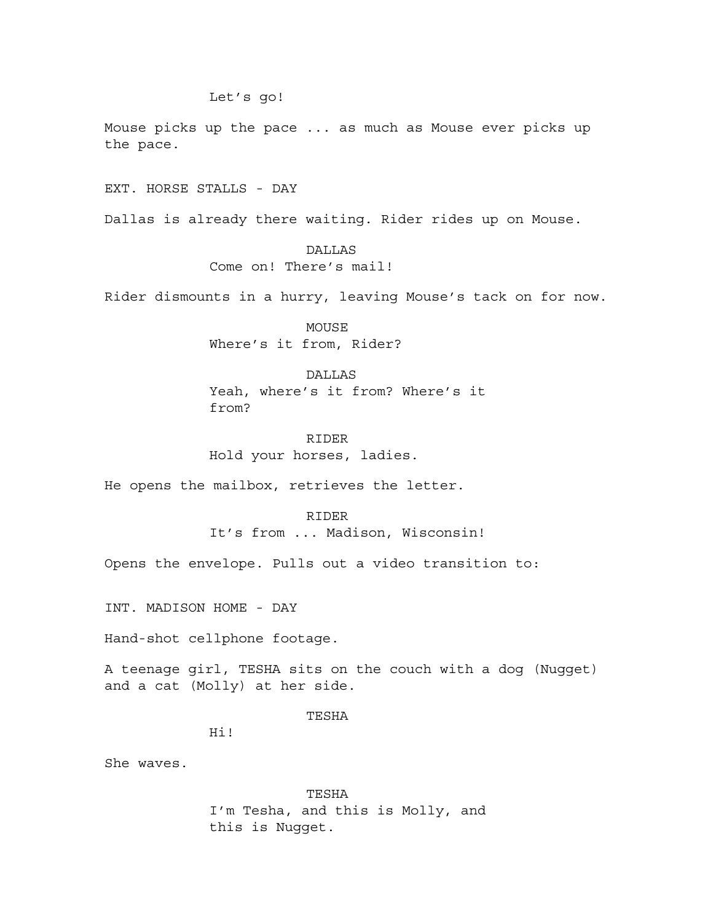Let's go!

Mouse picks up the pace ... as much as Mouse ever picks up the pace.

EXT. HORSE STALLS - DAY

Dallas is already there waiting. Rider rides up on Mouse.

DALLAS
Come on! There's mail!

Rider dismounts in a hurry, leaving Mouse's tack on for now.

MOUSE
Where's it from, Rider?

DALLAS
Yeah, where's it from? Where's it from?

RIDER
Hold your horses, ladies.

He opens the mailbox, retrieves the letter.

RIDER
It's from ... Madison, Wisconsin!

Opens the envelope. Pulls out a video transition to:

INT. MADISON HOME - DAY

Hand-shot cellphone footage.

A teenage girl, TESHA sits on the couch with a dog (Nugget) and a cat (Molly) at her side.

TESHA
Hi!

She waves.

TESHA
I'm Tesha, and this is Molly, and this is Nugget.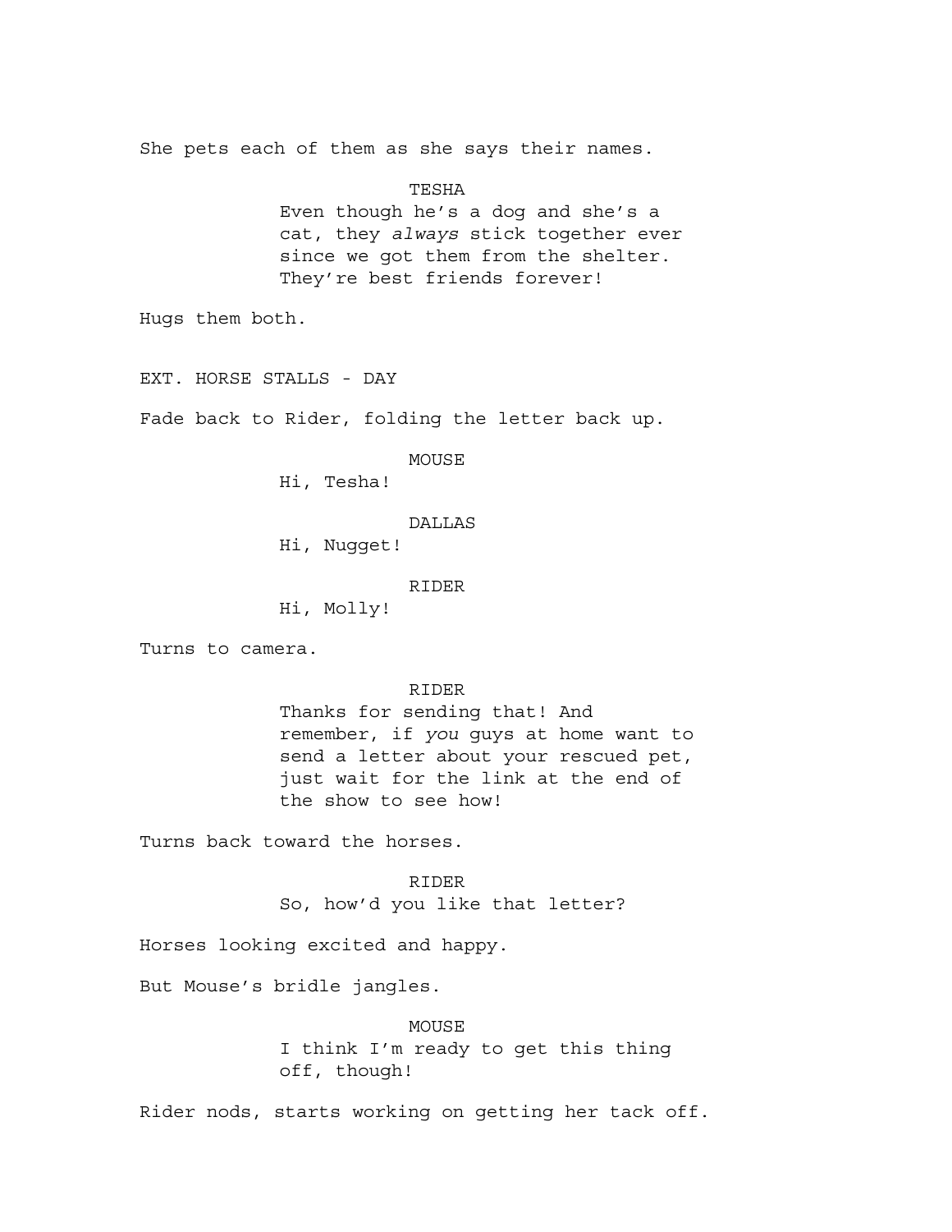She pets each of them as she says their names.

TESHA

Even though he's a dog and she's a cat, they *always* stick together ever since we got them from the shelter. They're best friends forever!

Hugs them both.

EXT. HORSE STALLS - DAY

Fade back to Rider, folding the letter back up.

MOUSE

Hi, Tesha!

DALLAS

Hi, Nugget!

RIDER

Hi, Molly!

Turns to camera.

RIDER

Thanks for sending that! And remember, if *you* guys at home want to send a letter about your rescued pet, just wait for the link at the end of the show to see how!

Turns back toward the horses.

RIDER

So, how'd you like that letter?

Horses looking excited and happy.

But Mouse's bridle jangles.

MOUSE

I think I'm ready to get this thing off, though!

Rider nods, starts working on getting her tack off.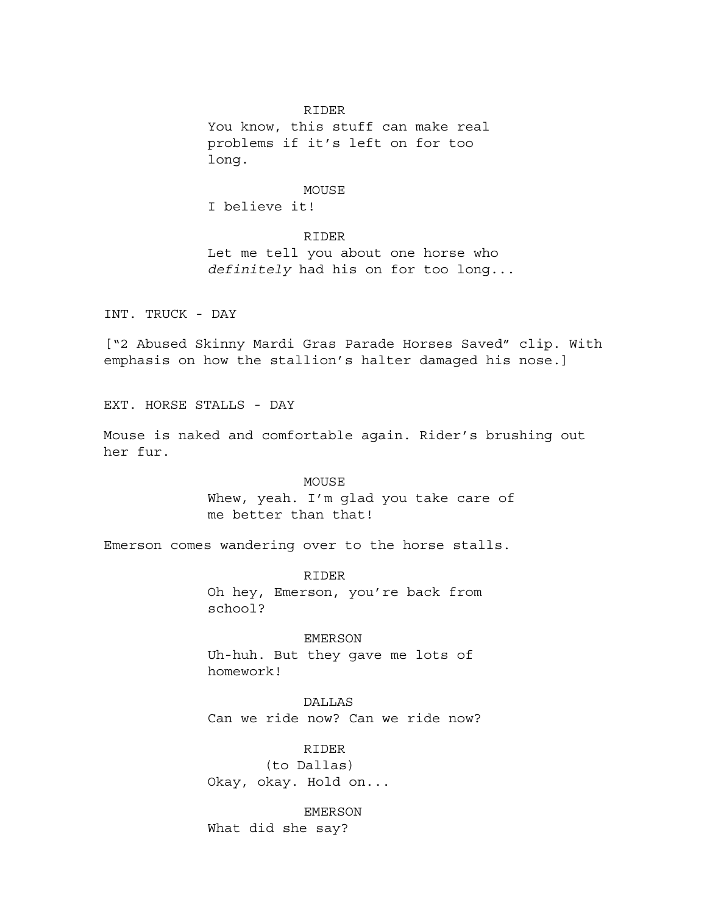RIDER
You know, this stuff can make real problems if it's left on for too long.

MOUSE
I believe it!

RIDER
Let me tell you about one horse who *definitely* had his on for too long...

INT. TRUCK - DAY

["2 Abused Skinny Mardi Gras Parade Horses Saved" clip. With emphasis on how the stallion's halter damaged his nose.]

EXT. HORSE STALLS - DAY

Mouse is naked and comfortable again. Rider's brushing out her fur.

MOUSE
Whew, yeah. I'm glad you take care of me better than that!

Emerson comes wandering over to the horse stalls.

RIDER
Oh hey, Emerson, you're back from school?

EMERSON
Uh-huh. But they gave me lots of homework!

DALLAS
Can we ride now? Can we ride now?

RIDER
(to Dallas)
Okay, okay. Hold on...

EMERSON
What did she say?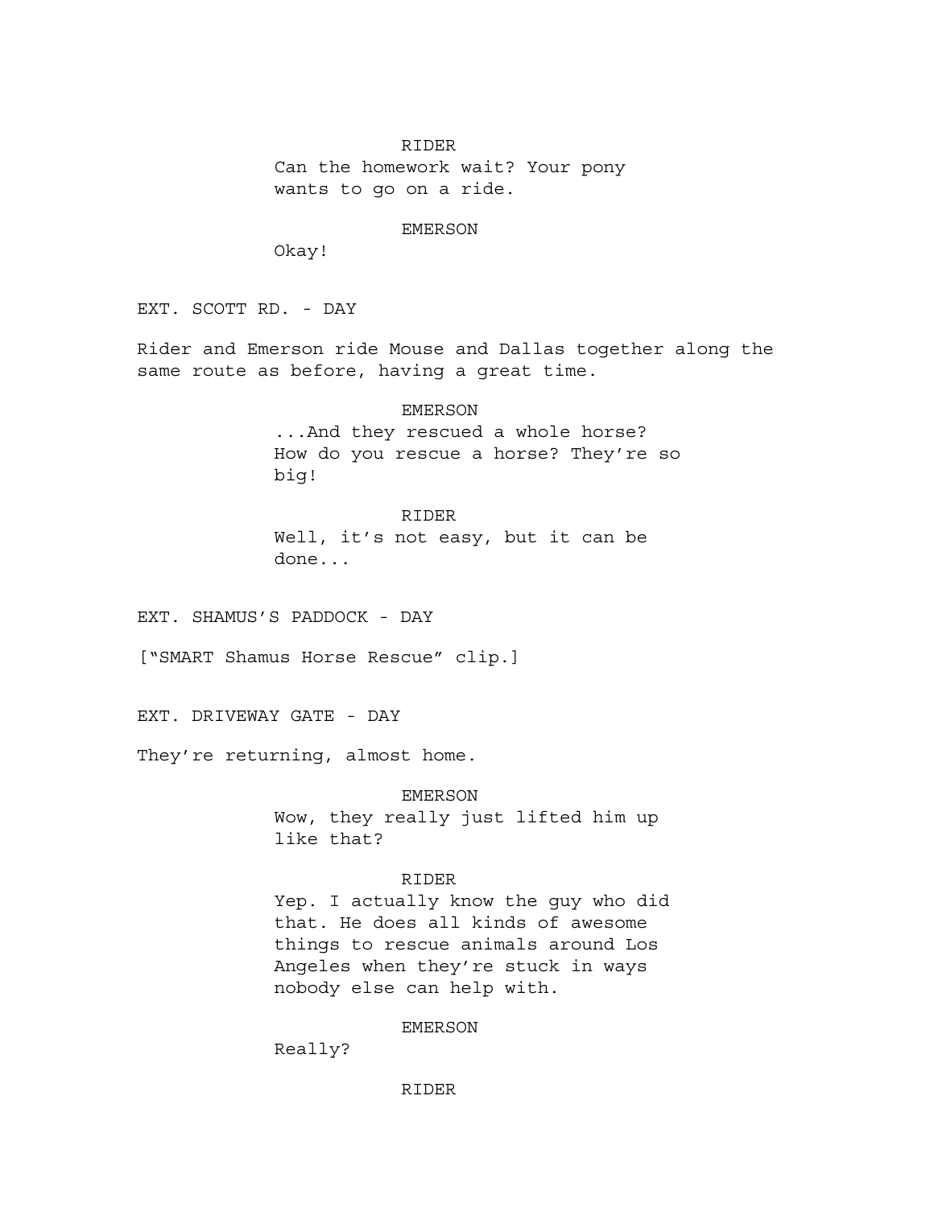RIDER

Can the homework wait? Your pony wants to go on a ride.

EMERSON

Okay!

EXT. SCOTT RD. - DAY

Rider and Emerson ride Mouse and Dallas together along the same route as before, having a great time.

EMERSON

...And they rescued a whole horse? How do you rescue a horse? They're so big!

RIDER

Well, it's not easy, but it can be done...

EXT. SHAMUS'S PADDOCK - DAY

["SMART Shamus Horse Rescue" clip.]

EXT. DRIVEWAY GATE - DAY

They're returning, almost home.

EMERSON

Wow, they really just lifted him up like that?

RIDER

Yep. I actually know the guy who did that. He does all kinds of awesome things to rescue animals around Los Angeles when they're stuck in ways nobody else can help with.

EMERSON

Really?

RIDER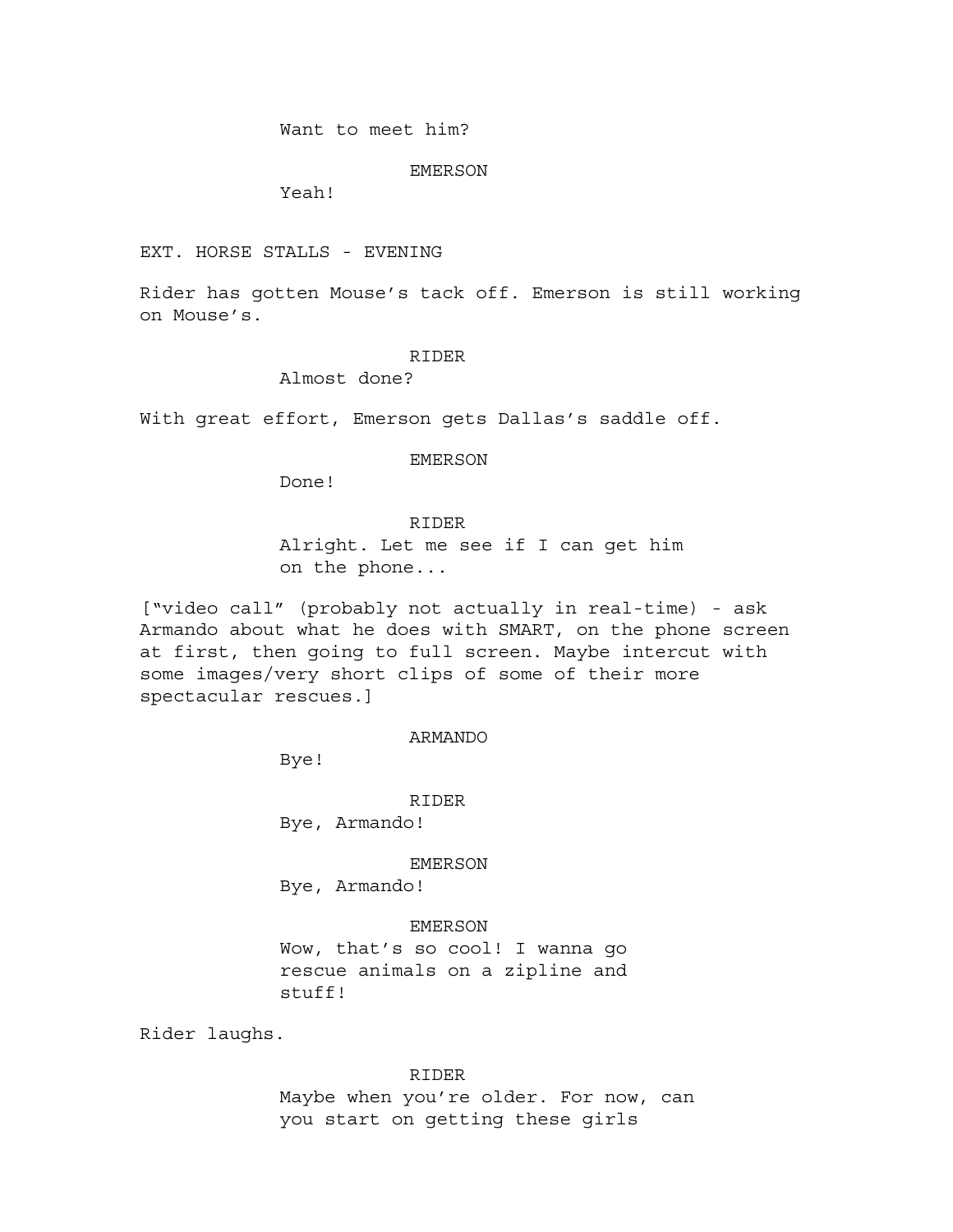Want to meet him?

EMERSON

Yeah!

EXT. HORSE STALLS - EVENING

Rider has gotten Mouse's tack off. Emerson is still working on Mouse's.

RIDER

Almost done?

With great effort, Emerson gets Dallas's saddle off.

EMERSON

Done!

RIDER

Alright. Let me see if I can get him on the phone...

["video call" (probably not actually in real-time) - ask Armando about what he does with SMART, on the phone screen at first, then going to full screen. Maybe intercut with some images/very short clips of some of their more spectacular rescues.]

ARMANDO

Bye!

RIDER

Bye, Armando!

EMERSON

Bye, Armando!

EMERSON

Wow, that's so cool! I wanna go rescue animals on a zipline and stuff!

Rider laughs.

RIDER

Maybe when you're older. For now, can you start on getting these girls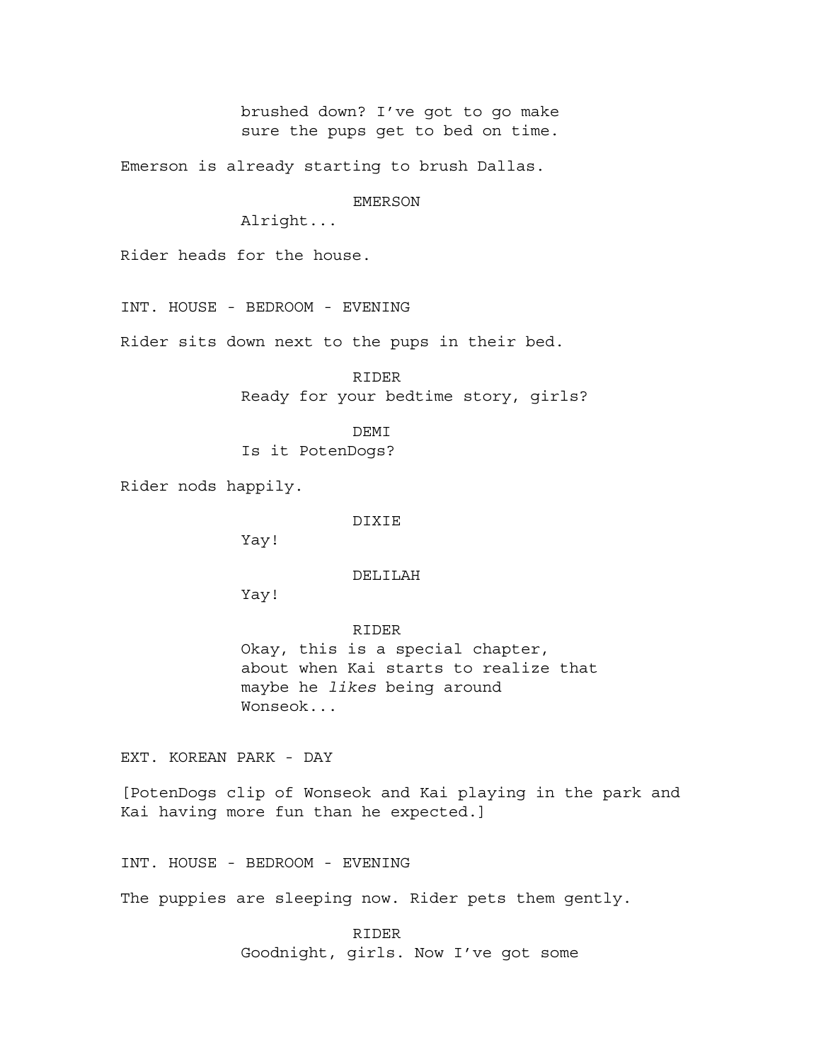brushed down? I've got to go make sure the pups get to bed on time.

Emerson is already starting to brush Dallas.

EMERSON
Alright...

Rider heads for the house.

INT. HOUSE - BEDROOM - EVENING

Rider sits down next to the pups in their bed.

RIDER
Ready for your bedtime story, girls?

DEMI
Is it PotenDogs?

Rider nods happily.

DIXIE
Yay!

DELILAH
Yay!

RIDER
Okay, this is a special chapter, about when Kai starts to realize that maybe he *likes* being around Wonseok...

EXT. KOREAN PARK - DAY

[PotenDogs clip of Wonseok and Kai playing in the park and Kai having more fun than he expected.]

INT. HOUSE - BEDROOM - EVENING

The puppies are sleeping now. Rider pets them gently.

RIDER
Goodnight, girls. Now I've got some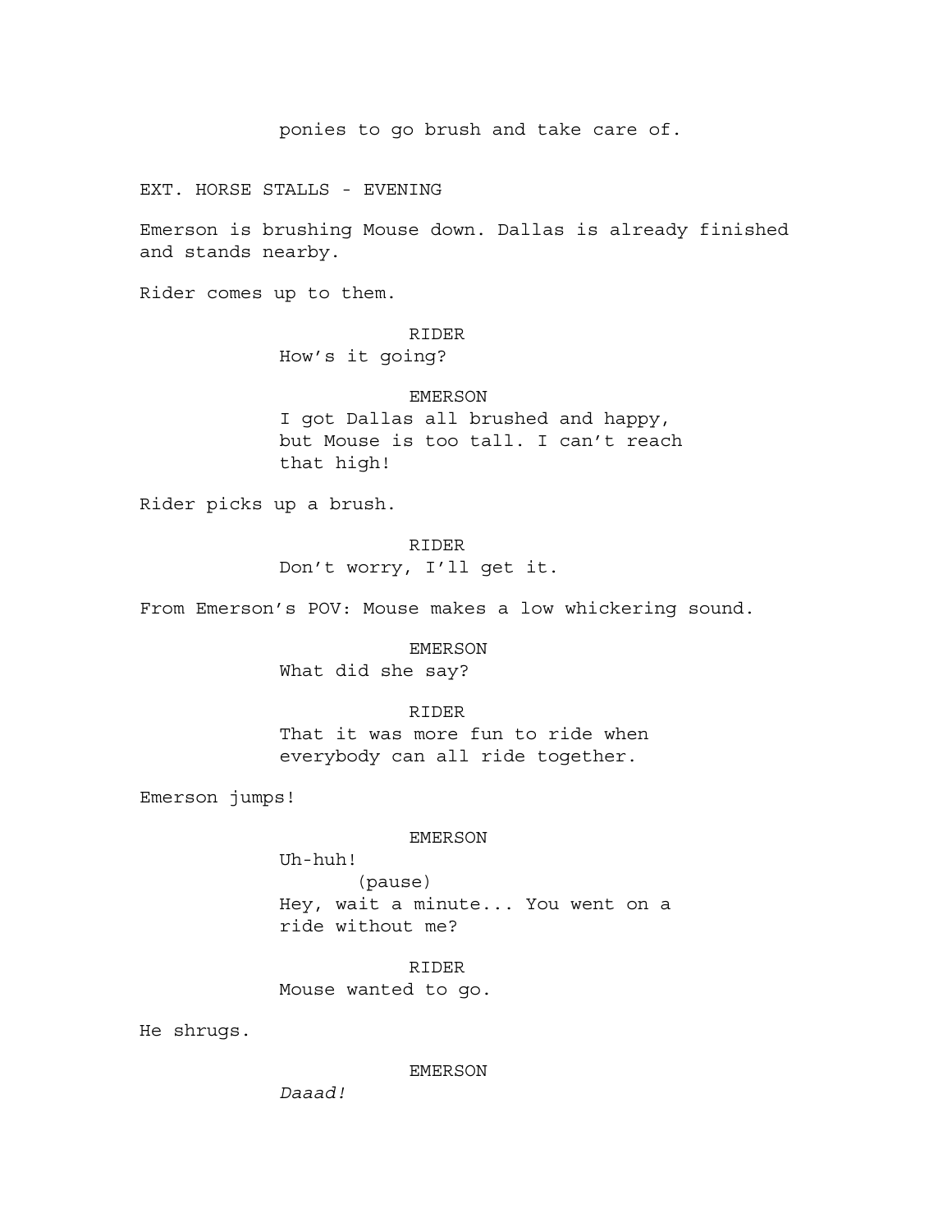ponies to go brush and take care of.

EXT. HORSE STALLS - EVENING

Emerson is brushing Mouse down. Dallas is already finished and stands nearby.

Rider comes up to them.

RIDER
How's it going?

EMERSON
I got Dallas all brushed and happy, but Mouse is too tall. I can't reach that high!

Rider picks up a brush.

RIDER
Don't worry, I'll get it.

From Emerson's POV: Mouse makes a low whickering sound.

EMERSON
What did she say?

RIDER
That it was more fun to ride when everybody can all ride together.

Emerson jumps!

EMERSON
Uh-huh!
(pause)
Hey, wait a minute... You went on a ride without me?

RIDER
Mouse wanted to go.

He shrugs.

EMERSON
*Daaad!*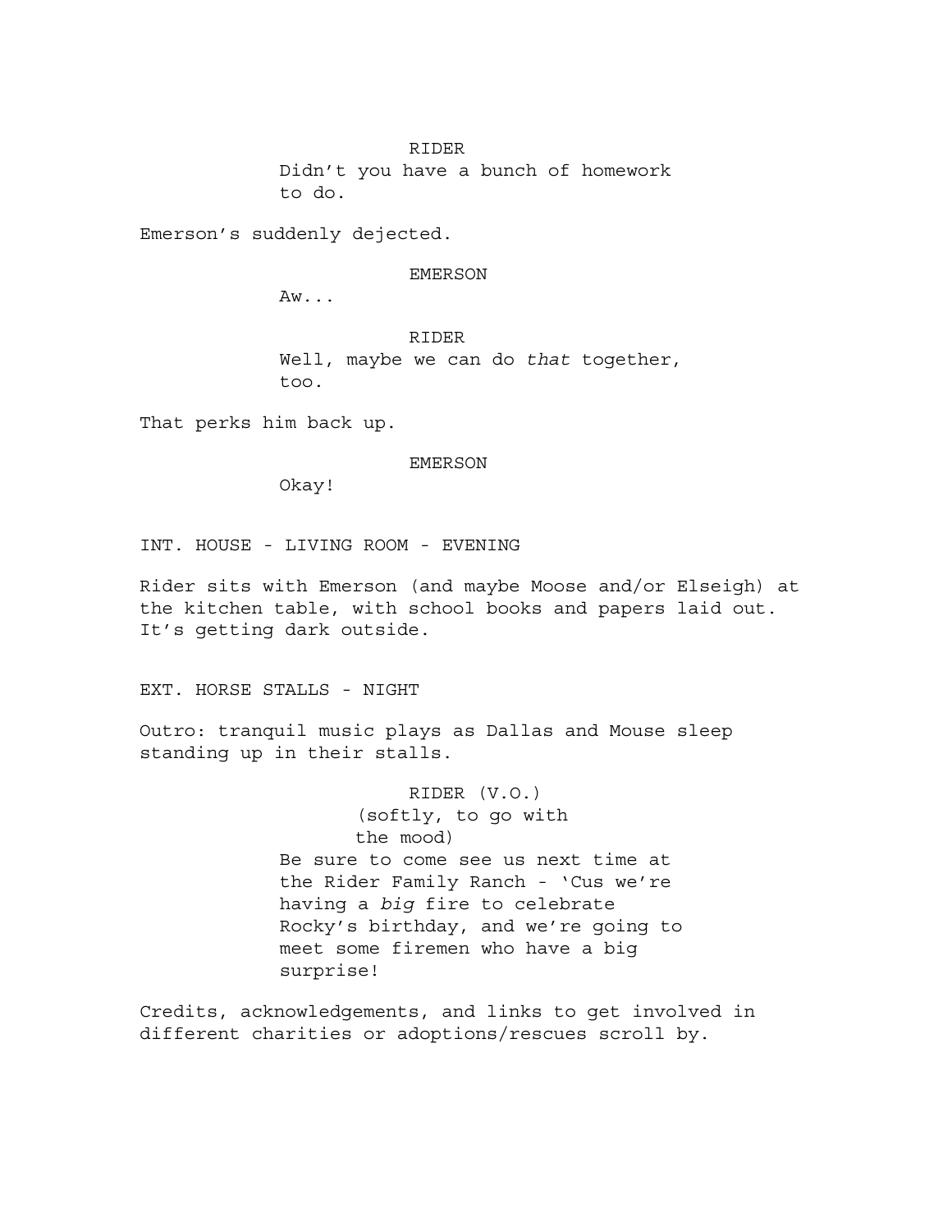RIDER

Didn't you have a bunch of homework to do.

Emerson's suddenly dejected.

EMERSON

Aw...

RIDER

Well, maybe we can do *that* together, too.

That perks him back up.

EMERSON

Okay!

INT. HOUSE - LIVING ROOM - EVENING

Rider sits with Emerson (and maybe Moose and/or Elseigh) at the kitchen table, with school books and papers laid out. It's getting dark outside.

EXT. HORSE STALLS - NIGHT

Outro: tranquil music plays as Dallas and Mouse sleep standing up in their stalls.

RIDER (V.O.)

(softly, to go with the mood)

Be sure to come see us next time at the Rider Family Ranch - 'Cus we're having a *big* fire to celebrate Rocky's birthday, and we're going to meet some firemen who have a big surprise!

Credits, acknowledgements, and links to get involved in different charities or adoptions/rescues scroll by.